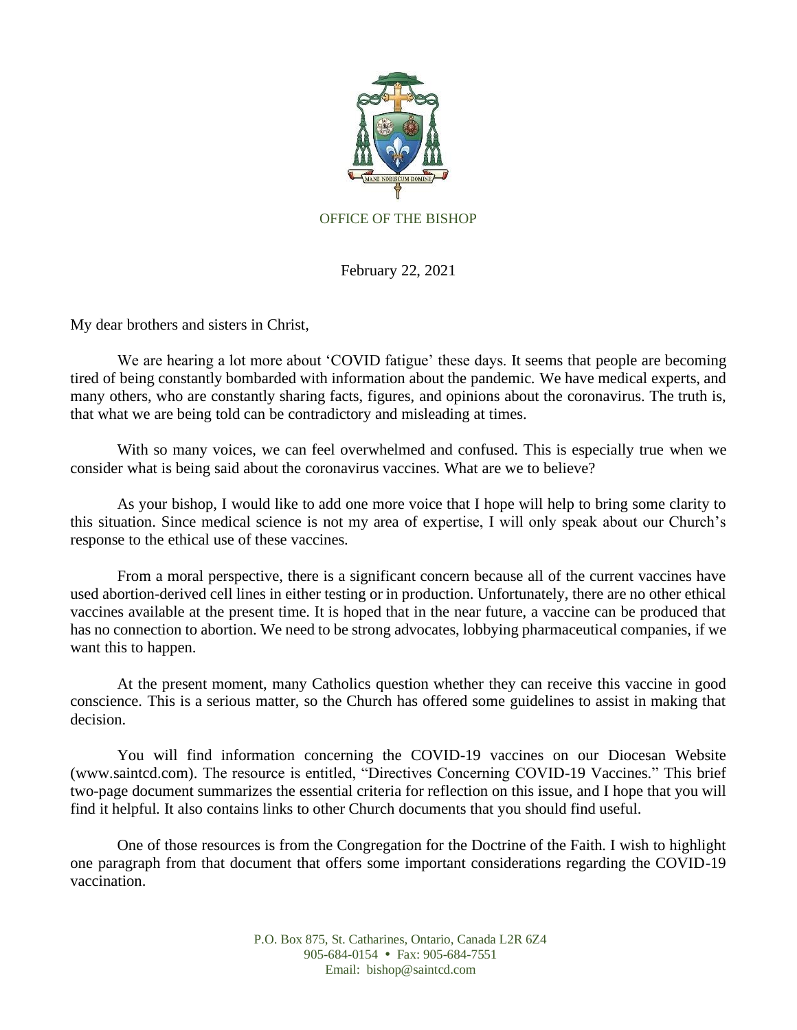OFFICE OF THE BISHOP

February 22, 2021

My dear brothers and sisters in Christ,

We are hearing a lot more about 'COVID fatigue' these days. It seems that people are becoming tired of being constantly bombarded with information about the pandemic. We have medical experts, and many others, who are constantly sharing facts, figures, and opinions about the coronavirus. The truth is, that what we are being told can be contradictory and misleading at times.

With so many voices, we can feel overwhelmed and confused. This is especially true when we consider what is being said about the coronavirus vaccines. What are we to believe?

As your bishop, I would like to add one more voice that I hope will help to bring some clarity to this situation. Since medical science is not my area of expertise, I will only speak about our Church's response to the ethical use of these vaccines.

From a moral perspective, there is a significant concern because all of the current vaccines have used abortion-derived cell lines in either testing or in production. Unfortunately, there are no other ethical vaccines available at the present time. It is hoped that in the near future, a vaccine can be produced that has no connection to abortion. We need to be strong advocates, lobbying pharmaceutical companies, if we want this to happen.

At the present moment, many Catholics question whether they can receive this vaccine in good conscience. This is a serious matter, so the Church has offered some guidelines to assist in making that decision.

You will find information concerning the COVID-19 vaccines on our Diocesan Website (www.saintcd.com). The resource is entitled, "Directives Concerning COVID-19 Vaccines." This brief two-page document summarizes the essential criteria for reflection on this issue, and I hope that you will find it helpful. It also contains links to other Church documents that you should find useful.

One of those resources is from the Congregation for the Doctrine of the Faith. I wish to highlight one paragraph from that document that offers some important considerations regarding the COVID-19 vaccination.

P.O. Box 875, St. Catharines, Ontario, Canada L2R 6Z4
905-684-0154 • Fax: 905-684-7551
Email: bishop@saintcd.com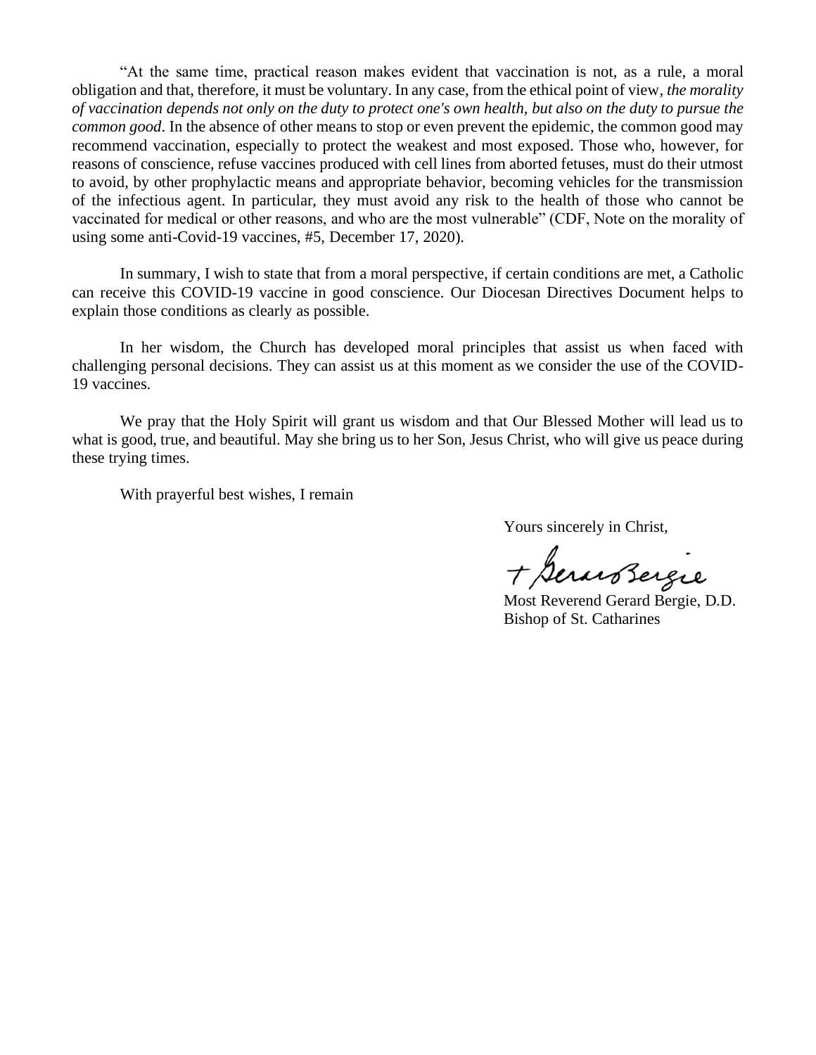"At the same time, practical reason makes evident that vaccination is not, as a rule, a moral obligation and that, therefore, it must be voluntary. In any case, from the ethical point of view, *the morality of vaccination depends not only on the duty to protect one's own health, but also on the duty to pursue the common good*. In the absence of other means to stop or even prevent the epidemic, the common good may recommend vaccination, especially to protect the weakest and most exposed. Those who, however, for reasons of conscience, refuse vaccines produced with cell lines from aborted fetuses, must do their utmost to avoid, by other prophylactic means and appropriate behavior, becoming vehicles for the transmission of the infectious agent. In particular, they must avoid any risk to the health of those who cannot be vaccinated for medical or other reasons, and who are the most vulnerable" (CDF, Note on the morality of using some anti-Covid-19 vaccines, #5, December 17, 2020).

In summary, I wish to state that from a moral perspective, if certain conditions are met, a Catholic can receive this COVID-19 vaccine in good conscience. Our Diocesan Directives Document helps to explain those conditions as clearly as possible.

In her wisdom, the Church has developed moral principles that assist us when faced with challenging personal decisions. They can assist us at this moment as we consider the use of the COVID-19 vaccines.

We pray that the Holy Spirit will grant us wisdom and that Our Blessed Mother will lead us to what is good, true, and beautiful. May she bring us to her Son, Jesus Christ, who will give us peace during these trying times.

With prayerful best wishes, I remain

Yours sincerely in Christ,

+ Gerard Bergie

Most Reverend Gerard Bergie, D.D.
Bishop of St. Catharines